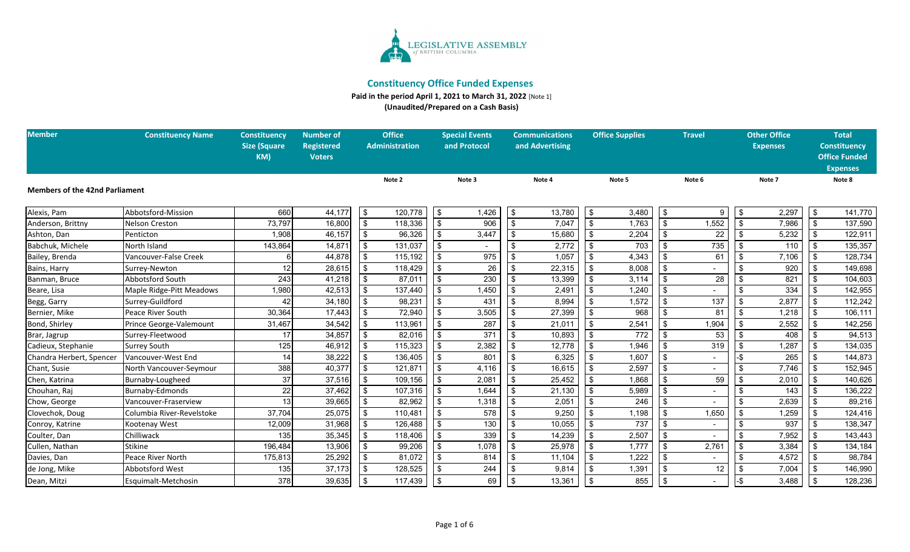LEGISLATIVE ASSEMBLY of BRITISH COLUMBIA

## Constituency Office Funded Expenses

**Paid in the period April 1, 2021 to March 31, 2022** [Note 1]

**(Unaudited/Prepared on a Cash Basis)**

| Member | Constituency Name | Constituency Size (Square KM) | Number of Registered Voters | Office Administration | Special Events and Protocol | Communications and Advertising | Office Supplies | Travel | Other Office Expenses | Total Constituency Office Funded Expenses |
|---|---|---|---|---|---|---|---|---|---|---|
| | | | | Note 2 | Note 3 | Note 4 | Note 5 | Note 6 | Note 7 | Note 8 |
| **Members of the 42nd Parliament** | | | | | | | | | | |
| Alexis, Pam | Abbotsford-Mission | 660 | 44,177 | $ 120,778 | $ 1,426 | $ 13,780 | $ 3,480 | $ 9 | $ 2,297 | $ 141,770 |
| Anderson, Brittny | Nelson Creston | 73,797 | 16,800 | $ 118,336 | $ 906 | $ 7,047 | $ 1,763 | $ 1,552 | $ 7,986 | $ 137,590 |
| Ashton, Dan | Penticton | 1,908 | 46,157 | $ 96,326 | $ 3,447 | $ 15,680 | $ 2,204 | $ 22 | $ 5,232 | $ 122,911 |
| Babchuk, Michele | North Island | 143,864 | 14,871 | $ 131,037 | $ - | $ 2,772 | $ 703 | $ 735 | $ 110 | $ 135,357 |
| Bailey, Brenda | Vancouver-False Creek | 6 | 44,878 | $ 115,192 | $ 975 | $ 1,057 | $ 4,343 | $ 61 | $ 7,106 | $ 128,734 |
| Bains, Harry | Surrey-Newton | 12 | 28,615 | $ 118,429 | $ 26 | $ 22,315 | $ 8,008 | $ - | $ 920 | $ 149,698 |
| Banman, Bruce | Abbotsford South | 243 | 41,218 | $ 87,011 | $ 230 | $ 13,399 | $ 3,114 | $ 28 | $ 821 | $ 104,603 |
| Beare, Lisa | Maple Ridge-Pitt Meadows | 1,980 | 42,513 | $ 137,440 | $ 1,450 | $ 2,491 | $ 1,240 | $ - | $ 334 | $ 142,955 |
| Begg, Garry | Surrey-Guildford | 42 | 34,180 | $ 98,231 | $ 431 | $ 8,994 | $ 1,572 | $ 137 | $ 2,877 | $ 112,242 |
| Bernier, Mike | Peace River South | 30,364 | 17,443 | $ 72,940 | $ 3,505 | $ 27,399 | $ 968 | $ 81 | $ 1,218 | $ 106,111 |
| Bond, Shirley | Prince George-Valemount | 31,467 | 34,542 | $ 113,961 | $ 287 | $ 21,011 | $ 2,541 | $ 1,904 | $ 2,552 | $ 142,256 |
| Brar, Jagrup | Surrey-Fleetwood | 17 | 34,857 | $ 82,016 | $ 371 | $ 10,893 | $ 772 | $ 53 | $ 408 | $ 94,513 |
| Cadieux, Stephanie | Surrey South | 125 | 46,912 | $ 115,323 | $ 2,382 | $ 12,778 | $ 1,946 | $ 319 | $ 1,287 | $ 134,035 |
| Chandra Herbert, Spencer | Vancouver-West End | 14 | 38,222 | $ 136,405 | $ 801 | $ 6,325 | $ 1,607 | $ - | -$ 265 | $ 144,873 |
| Chant, Susie | North Vancouver-Seymour | 388 | 40,377 | $ 121,871 | $ 4,116 | $ 16,615 | $ 2,597 | $ - | $ 7,746 | $ 152,945 |
| Chen, Katrina | Burnaby-Lougheed | 37 | 37,516 | $ 109,156 | $ 2,081 | $ 25,452 | $ 1,868 | $ 59 | $ 2,010 | $ 140,626 |
| Chouhan, Raj | Burnaby-Edmonds | 22 | 37,462 | $ 107,316 | $ 1,644 | $ 21,130 | $ 5,989 | $ - | $ 143 | $ 136,222 |
| Chow, George | Vancouver-Fraserview | 13 | 39,665 | $ 82,962 | $ 1,318 | $ 2,051 | $ 246 | $ - | $ 2,639 | $ 89,216 |
| Clovechok, Doug | Columbia River-Revelstoke | 37,704 | 25,075 | $ 110,481 | $ 578 | $ 9,250 | $ 1,198 | $ 1,650 | $ 1,259 | $ 124,416 |
| Conroy, Katrine | Kootenay West | 12,009 | 31,968 | $ 126,488 | $ 130 | $ 10,055 | $ 737 | $ - | $ 937 | $ 138,347 |
| Coulter, Dan | Chilliwack | 135 | 35,345 | $ 118,406 | $ 339 | $ 14,239 | $ 2,507 | $ - | $ 7,952 | $ 143,443 |
| Cullen, Nathan | Stikine | 196,484 | 13,906 | $ 99,206 | $ 1,078 | $ 25,978 | $ 1,777 | $ 2,761 | $ 3,384 | $ 134,184 |
| Davies, Dan | Peace River North | 175,813 | 25,292 | $ 81,072 | $ 814 | $ 11,104 | $ 1,222 | $ - | $ 4,572 | $ 98,784 |
| de Jong, Mike | Abbotsford West | 135 | 37,173 | $ 128,525 | $ 244 | $ 9,814 | $ 1,391 | $ 12 | $ 7,004 | $ 146,990 |
| Dean, Mitzi | Esquimalt-Metchosin | 378 | 39,635 | $ 117,439 | $ 69 | $ 13,361 | $ 855 | $ - | -$ 3,488 | $ 128,236 |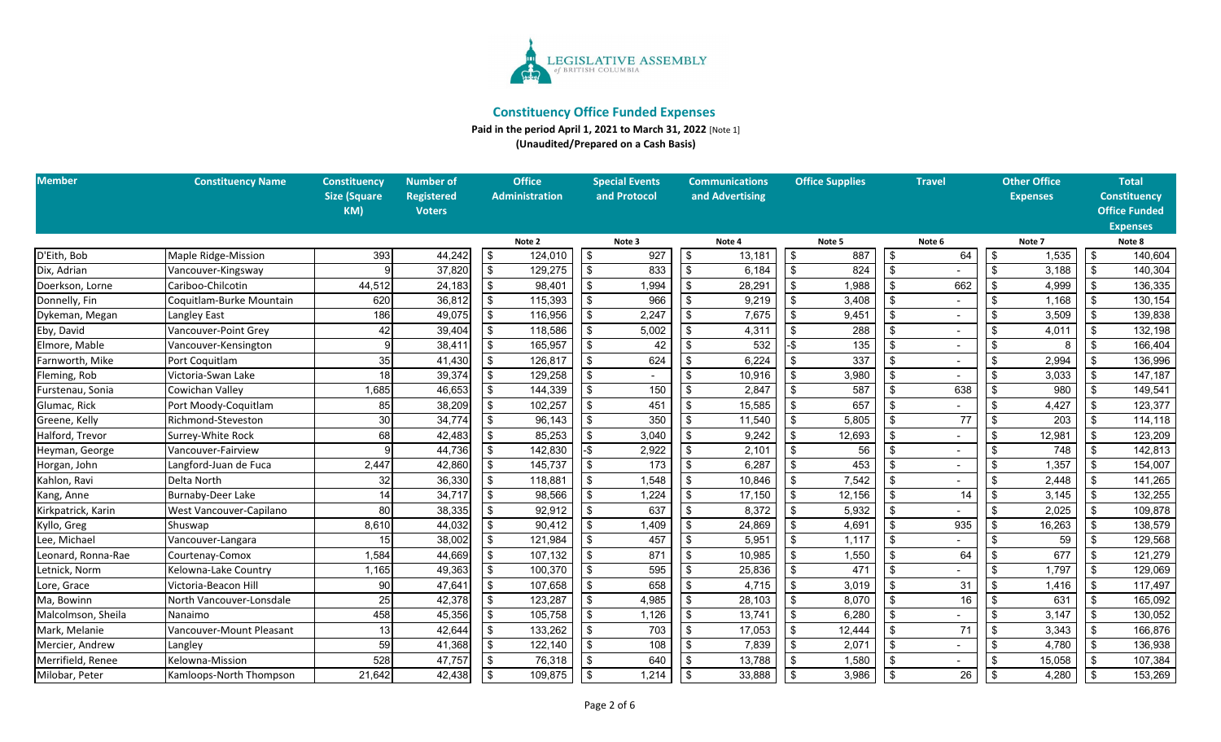LEGISLATIVE ASSEMBLY of BRITISH COLUMBIA

## Constituency Office Funded Expenses

**Paid in the period April 1, 2021 to March 31, 2022** [Note 1]

**(Unaudited/Prepared on a Cash Basis)**

| Member | Constituency Name | Constituency Size (Square KM) | Number of Registered Voters | Office Administration | Special Events and Protocol | Communications and Advertising | Office Supplies | Travel | Other Office Expenses | Total Constituency Office Funded Expenses |
|---|---|---|---|---|---|---|---|---|---|---|
| | | | | Note 2 | Note 3 | Note 4 | Note 5 | Note 6 | Note 7 | Note 8 |
| D'Eith, Bob | Maple Ridge-Mission | 393 | 44,242 | $ 124,010 | $ 927 | $ 13,181 | $ 887 | $ 64 | $ 1,535 | $ 140,604 |
| Dix, Adrian | Vancouver-Kingsway | 9 | 37,820 | $ 129,275 | $ 833 | $ 6,184 | $ 824 | $ - | $ 3,188 | $ 140,304 |
| Doerkson, Lorne | Cariboo-Chilcotin | 44,512 | 24,183 | $ 98,401 | $ 1,994 | $ 28,291 | $ 1,988 | $ 662 | $ 4,999 | $ 136,335 |
| Donnelly, Fin | Coquitlam-Burke Mountain | 620 | 36,812 | $ 115,393 | $ 966 | $ 9,219 | $ 3,408 | $ - | $ 1,168 | $ 130,154 |
| Dykeman, Megan | Langley East | 186 | 49,075 | $ 116,956 | $ 2,247 | $ 7,675 | $ 9,451 | $ - | $ 3,509 | $ 139,838 |
| Eby, David | Vancouver-Point Grey | 42 | 39,404 | $ 118,586 | $ 5,002 | $ 4,311 | $ 288 | $ - | $ 4,011 | $ 132,198 |
| Elmore, Mable | Vancouver-Kensington | 9 | 38,411 | $ 165,957 | $ 42 | $ 532 | -$ 135 | $ - | $ 8 | $ 166,404 |
| Farnworth, Mike | Port Coquitlam | 35 | 41,430 | $ 126,817 | $ 624 | $ 6,224 | $ 337 | $ - | $ 2,994 | $ 136,996 |
| Fleming, Rob | Victoria-Swan Lake | 18 | 39,374 | $ 129,258 | $ - | $ 10,916 | $ 3,980 | $ - | $ 3,033 | $ 147,187 |
| Furstenau, Sonia | Cowichan Valley | 1,685 | 46,653 | $ 144,339 | $ 150 | $ 2,847 | $ 587 | $ 638 | $ 980 | $ 149,541 |
| Glumac, Rick | Port Moody-Coquitlam | 85 | 38,209 | $ 102,257 | $ 451 | $ 15,585 | $ 657 | $ - | $ 4,427 | $ 123,377 |
| Greene, Kelly | Richmond-Steveston | 30 | 34,774 | $ 96,143 | $ 350 | $ 11,540 | $ 5,805 | $ 77 | $ 203 | $ 114,118 |
| Halford, Trevor | Surrey-White Rock | 68 | 42,483 | $ 85,253 | $ 3,040 | $ 9,242 | $ 12,693 | $ - | $ 12,981 | $ 123,209 |
| Heyman, George | Vancouver-Fairview | 9 | 44,736 | $ 142,830 | -$ 2,922 | $ 2,101 | $ 56 | $ - | $ 748 | $ 142,813 |
| Horgan, John | Langford-Juan de Fuca | 2,447 | 42,860 | $ 145,737 | $ 173 | $ 6,287 | $ 453 | $ - | $ 1,357 | $ 154,007 |
| Kahlon, Ravi | Delta North | 32 | 36,330 | $ 118,881 | $ 1,548 | $ 10,846 | $ 7,542 | $ - | $ 2,448 | $ 141,265 |
| Kang, Anne | Burnaby-Deer Lake | 14 | 34,717 | $ 98,566 | $ 1,224 | $ 17,150 | $ 12,156 | $ 14 | $ 3,145 | $ 132,255 |
| Kirkpatrick, Karin | West Vancouver-Capilano | 80 | 38,335 | $ 92,912 | $ 637 | $ 8,372 | $ 5,932 | $ - | $ 2,025 | $ 109,878 |
| Kyllo, Greg | Shuswap | 8,610 | 44,032 | $ 90,412 | $ 1,409 | $ 24,869 | $ 4,691 | $ 935 | $ 16,263 | $ 138,579 |
| Lee, Michael | Vancouver-Langara | 15 | 38,002 | $ 121,984 | $ 457 | $ 5,951 | $ 1,117 | $ - | $ 59 | $ 129,568 |
| Leonard, Ronna-Rae | Courtenay-Comox | 1,584 | 44,669 | $ 107,132 | $ 871 | $ 10,985 | $ 1,550 | $ 64 | $ 677 | $ 121,279 |
| Letnick, Norm | Kelowna-Lake Country | 1,165 | 49,363 | $ 100,370 | $ 595 | $ 25,836 | $ 471 | $ - | $ 1,797 | $ 129,069 |
| Lore, Grace | Victoria-Beacon Hill | 90 | 47,641 | $ 107,658 | $ 658 | $ 4,715 | $ 3,019 | $ 31 | $ 1,416 | $ 117,497 |
| Ma, Bowinn | North Vancouver-Lonsdale | 25 | 42,378 | $ 123,287 | $ 4,985 | $ 28,103 | $ 8,070 | $ 16 | $ 631 | $ 165,092 |
| Malcolmson, Sheila | Nanaimo | 458 | 45,356 | $ 105,758 | $ 1,126 | $ 13,741 | $ 6,280 | $ - | $ 3,147 | $ 130,052 |
| Mark, Melanie | Vancouver-Mount Pleasant | 13 | 42,644 | $ 133,262 | $ 703 | $ 17,053 | $ 12,444 | $ 71 | $ 3,343 | $ 166,876 |
| Mercier, Andrew | Langley | 59 | 41,368 | $ 122,140 | $ 108 | $ 7,839 | $ 2,071 | $ - | $ 4,780 | $ 136,938 |
| Merrifield, Renee | Kelowna-Mission | 528 | 47,757 | $ 76,318 | $ 640 | $ 13,788 | $ 1,580 | $ - | $ 15,058 | $ 107,384 |
| Milobar, Peter | Kamloops-North Thompson | 21,642 | 42,438 | $ 109,875 | $ 1,214 | $ 33,888 | $ 3,986 | $ 26 | $ 4,280 | $ 153,269 |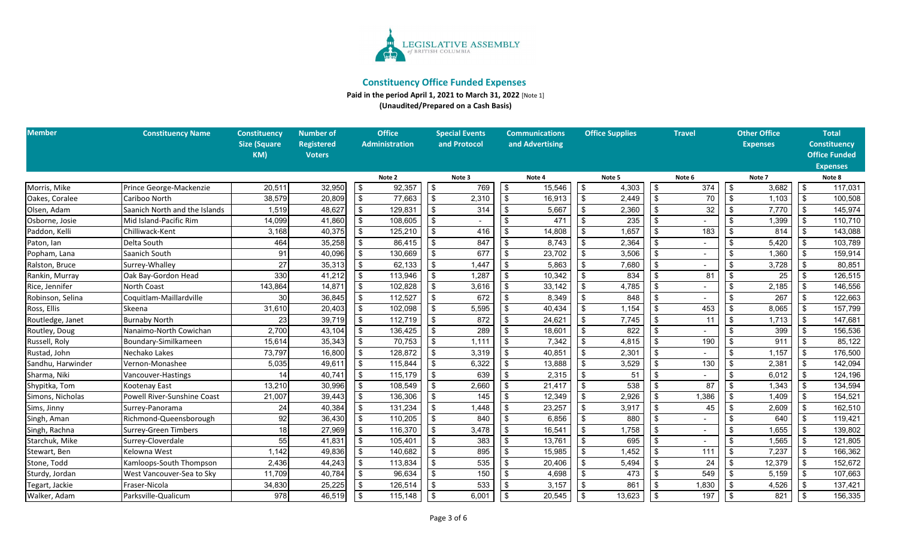LEGISLATIVE ASSEMBLY of BRITISH COLUMBIA

## Constituency Office Funded Expenses

**Paid in the period April 1, 2021 to March 31, 2022** [Note 1]

**(Unaudited/Prepared on a Cash Basis)**

| Member | Constituency Name | Constituency Size (Square KM) | Number of Registered Voters | Office Administration | Special Events and Protocol | Communications and Advertising | Office Supplies | Travel | Other Office Expenses | Total Constituency Office Funded Expenses |
|---|---|---|---|---|---|---|---|---|---|---|
| | | | | Note 2 | Note 3 | Note 4 | Note 5 | Note 6 | Note 7 | Note 8 |
| Morris, Mike | Prince George-Mackenzie | 20,511 | 32,950 | $ 92,357 | $ 769 | $ 15,546 | $ 4,303 | $ 374 | $ 3,682 | $ 117,031 |
| Oakes, Coralee | Cariboo North | 38,579 | 20,809 | $ 77,663 | $ 2,310 | $ 16,913 | $ 2,449 | $ 70 | $ 1,103 | $ 100,508 |
| Olsen, Adam | Saanich North and the Islands | 1,519 | 48,627 | $ 129,831 | $ 314 | $ 5,667 | $ 2,360 | $ 32 | $ 7,770 | $ 145,974 |
| Osborne, Josie | Mid Island-Pacific Rim | 14,099 | 41,860 | $ 108,605 | $ - | $ 471 | $ 235 | $ - | $ 1,399 | $ 110,710 |
| Paddon, Kelli | Chilliwack-Kent | 3,168 | 40,375 | $ 125,210 | $ 416 | $ 14,808 | $ 1,657 | $ 183 | $ 814 | $ 143,088 |
| Paton, Ian | Delta South | 464 | 35,258 | $ 86,415 | $ 847 | $ 8,743 | $ 2,364 | $ - | $ 5,420 | $ 103,789 |
| Popham, Lana | Saanich South | 91 | 40,096 | $ 130,669 | $ 677 | $ 23,702 | $ 3,506 | $ - | $ 1,360 | $ 159,914 |
| Ralston, Bruce | Surrey-Whalley | 27 | 35,313 | $ 62,133 | $ 1,447 | $ 5,863 | $ 7,680 | $ - | $ 3,728 | $ 80,851 |
| Rankin, Murray | Oak Bay-Gordon Head | 330 | 41,212 | $ 113,946 | $ 1,287 | $ 10,342 | $ 834 | $ 81 | $ 25 | $ 126,515 |
| Rice, Jennifer | North Coast | 143,864 | 14,871 | $ 102,828 | $ 3,616 | $ 33,142 | $ 4,785 | $ - | $ 2,185 | $ 146,556 |
| Robinson, Selina | Coquitlam-Maillardville | 30 | 36,845 | $ 112,527 | $ 672 | $ 8,349 | $ 848 | $ - | $ 267 | $ 122,663 |
| Ross, Ellis | Skeena | 31,610 | 20,403 | $ 102,098 | $ 5,595 | $ 40,434 | $ 1,154 | $ 453 | $ 8,065 | $ 157,799 |
| Routledge, Janet | Burnaby North | 23 | 39,719 | $ 112,719 | $ 872 | $ 24,621 | $ 7,745 | $ 11 | $ 1,713 | $ 147,681 |
| Routley, Doug | Nanaimo-North Cowichan | 2,700 | 43,104 | $ 136,425 | $ 289 | $ 18,601 | $ 822 | $ - | $ 399 | $ 156,536 |
| Russell, Roly | Boundary-Similkameen | 15,614 | 35,343 | $ 70,753 | $ 1,111 | $ 7,342 | $ 4,815 | $ 190 | $ 911 | $ 85,122 |
| Rustad, John | Nechako Lakes | 73,797 | 16,800 | $ 128,872 | $ 3,319 | $ 40,851 | $ 2,301 | $ - | $ 1,157 | $ 176,500 |
| Sandhu, Harwinder | Vernon-Monashee | 5,035 | 49,611 | $ 115,844 | $ 6,322 | $ 13,888 | $ 3,529 | $ 130 | $ 2,381 | $ 142,094 |
| Sharma, Niki | Vancouver-Hastings | 14 | 40,741 | $ 115,179 | $ 639 | $ 2,315 | $ 51 | $ - | $ 6,012 | $ 124,196 |
| Shypitka, Tom | Kootenay East | 13,210 | 30,996 | $ 108,549 | $ 2,660 | $ 21,417 | $ 538 | $ 87 | $ 1,343 | $ 134,594 |
| Simons, Nicholas | Powell River-Sunshine Coast | 21,007 | 39,443 | $ 136,306 | $ 145 | $ 12,349 | $ 2,926 | $ 1,386 | $ 1,409 | $ 154,521 |
| Sims, Jinny | Surrey-Panorama | 24 | 40,384 | $ 131,234 | $ 1,448 | $ 23,257 | $ 3,917 | $ 45 | $ 2,609 | $ 162,510 |
| Singh, Aman | Richmond-Queensborough | 92 | 36,430 | $ 110,205 | $ 840 | $ 6,856 | $ 880 | $ - | $ 640 | $ 119,421 |
| Singh, Rachna | Surrey-Green Timbers | 18 | 27,969 | $ 116,370 | $ 3,478 | $ 16,541 | $ 1,758 | $ - | $ 1,655 | $ 139,802 |
| Starchuk, Mike | Surrey-Cloverdale | 55 | 41,831 | $ 105,401 | $ 383 | $ 13,761 | $ 695 | $ - | $ 1,565 | $ 121,805 |
| Stewart, Ben | Kelowna West | 1,142 | 49,836 | $ 140,682 | $ 895 | $ 15,985 | $ 1,452 | $ 111 | $ 7,237 | $ 166,362 |
| Stone, Todd | Kamloops-South Thompson | 2,436 | 44,243 | $ 113,834 | $ 535 | $ 20,406 | $ 5,494 | $ 24 | $ 12,379 | $ 152,672 |
| Sturdy, Jordan | West Vancouver-Sea to Sky | 11,709 | 40,784 | $ 96,634 | $ 150 | $ 4,698 | $ 473 | $ 549 | $ 5,159 | $ 107,663 |
| Tegart, Jackie | Fraser-Nicola | 34,830 | 25,225 | $ 126,514 | $ 533 | $ 3,157 | $ 861 | $ 1,830 | $ 4,526 | $ 137,421 |
| Walker, Adam | Parksville-Qualicum | 978 | 46,519 | $ 115,148 | $ 6,001 | $ 20,545 | $ 13,623 | $ 197 | $ 821 | $ 156,335 |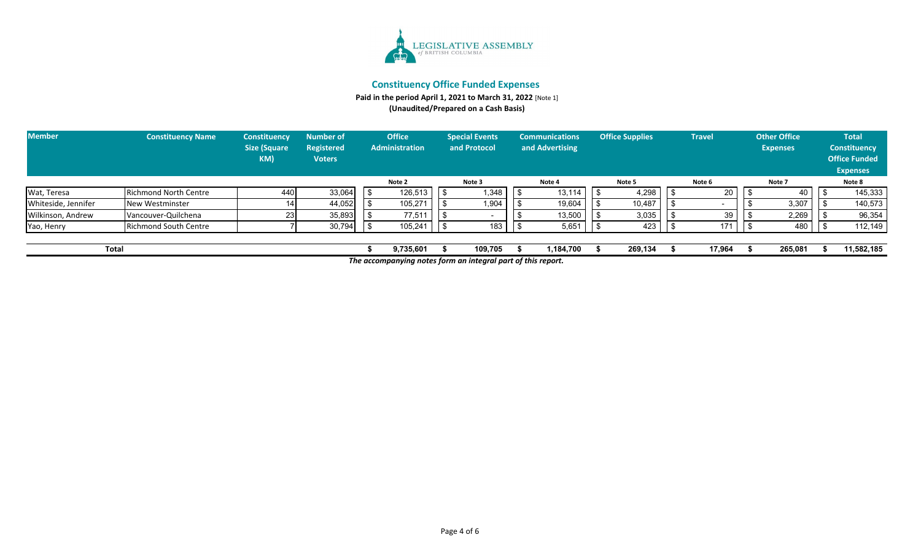LEGISLATIVE ASSEMBLY of BRITISH COLUMBIA

## Constituency Office Funded Expenses

**Paid in the period April 1, 2021 to March 31, 2022** [Note 1]

**(Unaudited/Prepared on a Cash Basis)**

| Member | Constituency Name | Constituency Size (Square KM) | Number of Registered Voters | Office Administration | Special Events and Protocol | Communications and Advertising | Office Supplies | Travel | Other Office Expenses | Total Constituency Office Funded Expenses |
|---|---|---|---|---|---|---|---|---|---|---|
| | | | | Note 2 | Note 3 | Note 4 | Note 5 | Note 6 | Note 7 | Note 8 |
| Wat, Teresa | Richmond North Centre | 440 | 33,064 | $ 126,513 | $ 1,348 | $ 13,114 | $ 4,298 | $ 20 | $ 40 | $ 145,333 |
| Whiteside, Jennifer | New Westminster | 14 | 44,052 | $ 105,271 | $ 1,904 | $ 19,604 | $ 10,487 | $ - | $ 3,307 | $ 140,573 |
| Wilkinson, Andrew | Vancouver-Quilchena | 23 | 35,893 | $ 77,511 | $ - | $ 13,500 | $ 3,035 | $ 39 | $ 2,269 | $ 96,354 |
| Yao, Henry | Richmond South Centre | 7 | 30,794 | $ 105,241 | $ 183 | $ 5,651 | $ 423 | $ 171 | $ 480 | $ 112,149 |
| **Total** | | | | **$ 9,735,601** | **$ 109,705** | **$ 1,184,700** | **$ 269,134** | **$ 17,964** | **$ 265,081** | **$ 11,582,185** |

***The accompanying notes form an integral part of this report.***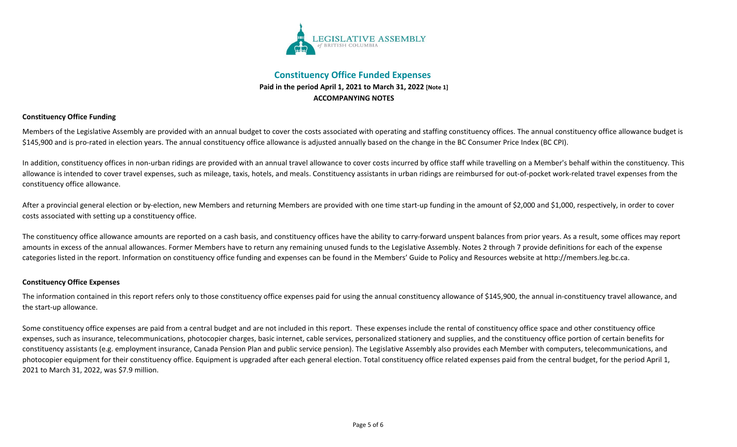# Constituency Office Funded Expenses

**Paid in the period April 1, 2021 to March 31, 2022 [Note 1]**

**ACCOMPANYING NOTES**

## Constituency Office Funding

Members of the Legislative Assembly are provided with an annual budget to cover the costs associated with operating and staffing constituency offices. The annual constituency office allowance budget is $145,900 and is pro-rated in election years. The annual constituency office allowance is adjusted annually based on the change in the BC Consumer Price Index (BC CPI).

In addition, constituency offices in non-urban ridings are provided with an annual travel allowance to cover costs incurred by office staff while travelling on a Member's behalf within the constituency. This allowance is intended to cover travel expenses, such as mileage, taxis, hotels, and meals. Constituency assistants in urban ridings are reimbursed for out-of-pocket work-related travel expenses from the constituency office allowance.

After a provincial general election or by-election, new Members and returning Members are provided with one time start-up funding in the amount of $2,000 and $1,000, respectively, in order to cover costs associated with setting up a constituency office.

The constituency office allowance amounts are reported on a cash basis, and constituency offices have the ability to carry-forward unspent balances from prior years. As a result, some offices may report amounts in excess of the annual allowances. Former Members have to return any remaining unused funds to the Legislative Assembly. Notes 2 through 7 provide definitions for each of the expense categories listed in the report. Information on constituency office funding and expenses can be found in the Members' Guide to Policy and Resources website at http://members.leg.bc.ca.

## Constituency Office Expenses

The information contained in this report refers only to those constituency office expenses paid for using the annual constituency allowance of $145,900, the annual in-constituency travel allowance, and the start-up allowance.

Some constituency office expenses are paid from a central budget and are not included in this report. These expenses include the rental of constituency office space and other constituency office expenses, such as insurance, telecommunications, photocopier charges, basic internet, cable services, personalized stationery and supplies, and the constituency office portion of certain benefits for constituency assistants (e.g. employment insurance, Canada Pension Plan and public service pension). The Legislative Assembly also provides each Member with computers, telecommunications, and photocopier equipment for their constituency office. Equipment is upgraded after each general election. Total constituency office related expenses paid from the central budget, for the period April 1, 2021 to March 31, 2022, was $7.9 million.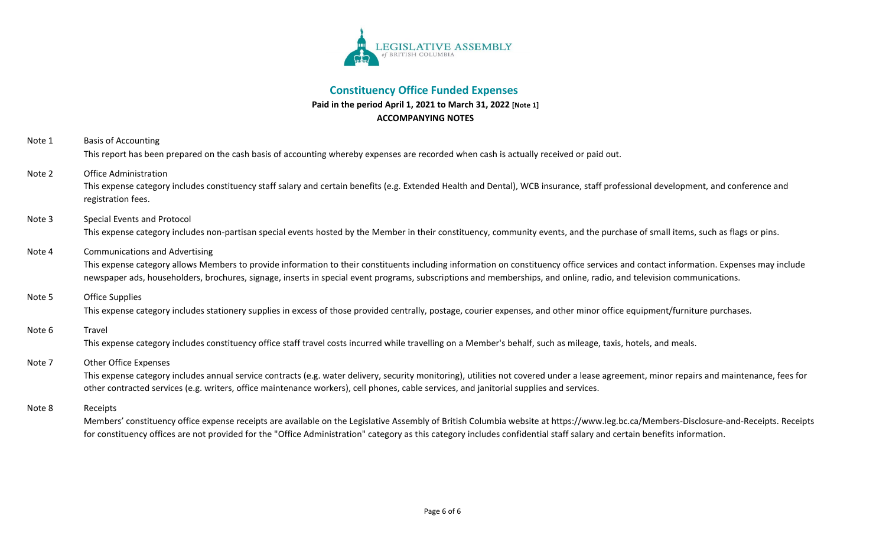LEGISLATIVE ASSEMBLY
of BRITISH COLUMBIA

## Constituency Office Funded Expenses

**Paid in the period April 1, 2021 to March 31, 2022 [Note 1]**

**ACCOMPANYING NOTES**

Note 1 Basis of Accounting

This report has been prepared on the cash basis of accounting whereby expenses are recorded when cash is actually received or paid out.

Note 2 Office Administration

This expense category includes constituency staff salary and certain benefits (e.g. Extended Health and Dental), WCB insurance, staff professional development, and conference and registration fees.

Note 3 Special Events and Protocol

This expense category includes non-partisan special events hosted by the Member in their constituency, community events, and the purchase of small items, such as flags or pins.

Note 4 Communications and Advertising

This expense category allows Members to provide information to their constituents including information on constituency office services and contact information. Expenses may include newspaper ads, householders, brochures, signage, inserts in special event programs, subscriptions and memberships, and online, radio, and television communications.

Note 5 Office Supplies

This expense category includes stationery supplies in excess of those provided centrally, postage, courier expenses, and other minor office equipment/furniture purchases.

Note 6 Travel

This expense category includes constituency office staff travel costs incurred while travelling on a Member's behalf, such as mileage, taxis, hotels, and meals.

Note 7 Other Office Expenses

This expense category includes annual service contracts (e.g. water delivery, security monitoring), utilities not covered under a lease agreement, minor repairs and maintenance, fees for other contracted services (e.g. writers, office maintenance workers), cell phones, cable services, and janitorial supplies and services.

Note 8 Receipts

Members' constituency office expense receipts are available on the Legislative Assembly of British Columbia website at https://www.leg.bc.ca/Members-Disclosure-and-Receipts. Receipts for constituency offices are not provided for the "Office Administration" category as this category includes confidential staff salary and certain benefits information.